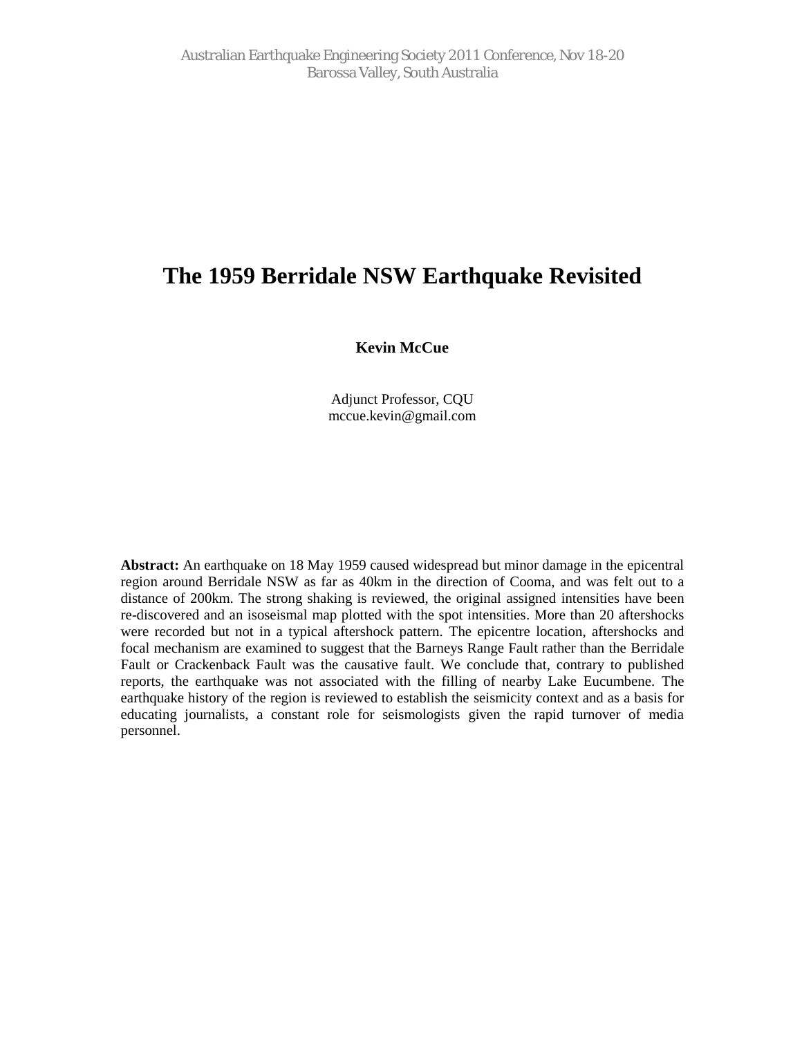# The 1959 Berridale NSW Earthquake Revisited

**Kevin McCue**

Adjunct Professor, CQU
mccue.kevin@gmail.com

**Abstract:** An earthquake on 18 May 1959 caused widespread but minor damage in the epicentral region around Berridale NSW as far as 40km in the direction of Cooma, and was felt out to a distance of 200km. The strong shaking is reviewed, the original assigned intensities have been re-discovered and an isoseismal map plotted with the spot intensities. More than 20 aftershocks were recorded but not in a typical aftershock pattern. The epicentre location, aftershocks and focal mechanism are examined to suggest that the Barneys Range Fault rather than the Berridale Fault or Crackenback Fault was the causative fault. We conclude that, contrary to published reports, the earthquake was not associated with the filling of nearby Lake Eucumbene. The earthquake history of the region is reviewed to establish the seismicity context and as a basis for educating journalists, a constant role for seismologists given the rapid turnover of media personnel.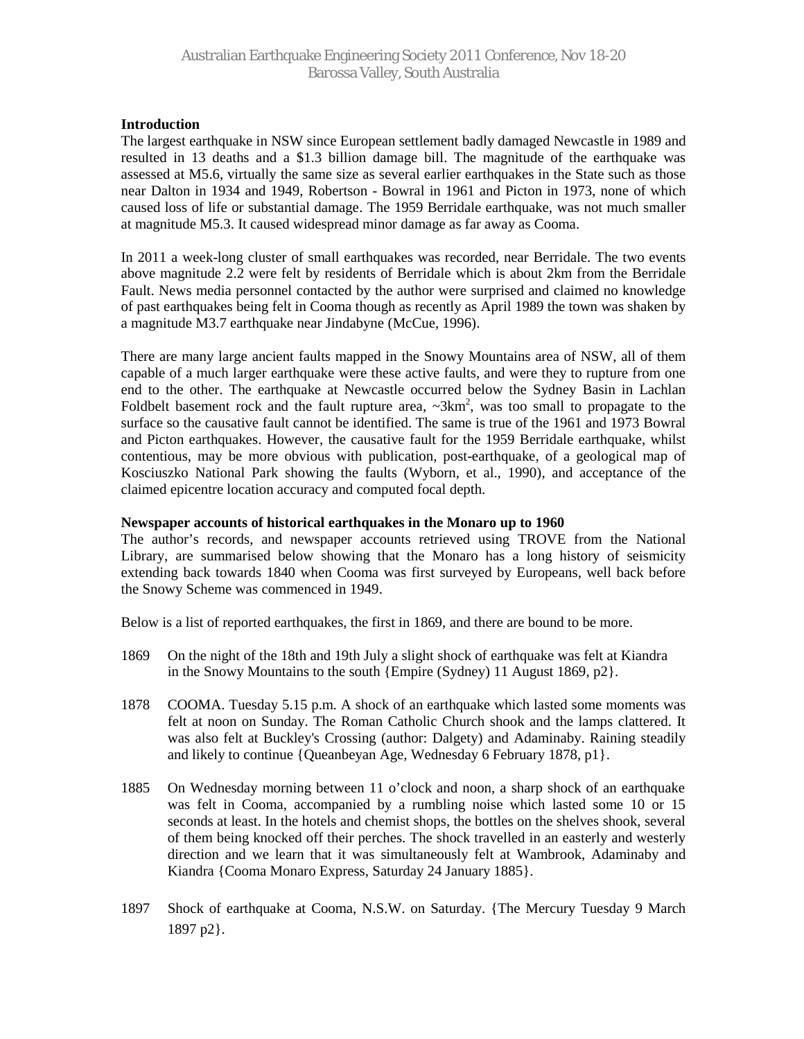## Introduction

The largest earthquake in NSW since European settlement badly damaged Newcastle in 1989 and resulted in 13 deaths and a $1.3 billion damage bill. The magnitude of the earthquake was assessed at M5.6, virtually the same size as several earlier earthquakes in the State such as those near Dalton in 1934 and 1949, Robertson - Bowral in 1961 and Picton in 1973, none of which caused loss of life or substantial damage. The 1959 Berridale earthquake, was not much smaller at magnitude M5.3. It caused widespread minor damage as far away as Cooma.

In 2011 a week-long cluster of small earthquakes was recorded, near Berridale. The two events above magnitude 2.2 were felt by residents of Berridale which is about 2km from the Berridale Fault. News media personnel contacted by the author were surprised and claimed no knowledge of past earthquakes being felt in Cooma though as recently as April 1989 the town was shaken by a magnitude M3.7 earthquake near Jindabyne (McCue, 1996).

There are many large ancient faults mapped in the Snowy Mountains area of NSW, all of them capable of a much larger earthquake were these active faults, and were they to rupture from one end to the other. The earthquake at Newcastle occurred below the Sydney Basin in Lachlan Foldbelt basement rock and the fault rupture area, ~3km$^2$, was too small to propagate to the surface so the causative fault cannot be identified. The same is true of the 1961 and 1973 Bowral and Picton earthquakes. However, the causative fault for the 1959 Berridale earthquake, whilst contentious, may be more obvious with publication, post-earthquake, of a geological map of Kosciuszko National Park showing the faults (Wyborn, et al., 1990), and acceptance of the claimed epicentre location accuracy and computed focal depth.

## Newspaper accounts of historical earthquakes in the Monaro up to 1960

The author's records, and newspaper accounts retrieved using TROVE from the National Library, are summarised below showing that the Monaro has a long history of seismicity extending back towards 1840 when Cooma was first surveyed by Europeans, well back before the Snowy Scheme was commenced in 1949.

Below is a list of reported earthquakes, the first in 1869, and there are bound to be more.

1869 On the night of the 18th and 19th July a slight shock of earthquake was felt at Kiandra in the Snowy Mountains to the south {Empire (Sydney) 11 August 1869, p2}.

1878 COOMA. Tuesday 5.15 p.m. A shock of an earthquake which lasted some moments was felt at noon on Sunday. The Roman Catholic Church shook and the lamps clattered. It was also felt at Buckley's Crossing (author: Dalgety) and Adaminaby. Raining steadily and likely to continue {Queanbeyan Age, Wednesday 6 February 1878, p1}.

1885 On Wednesday morning between 11 o'clock and noon, a sharp shock of an earthquake was felt in Cooma, accompanied by a rumbling noise which lasted some 10 or 15 seconds at least. In the hotels and chemist shops, the bottles on the shelves shook, several of them being knocked off their perches. The shock travelled in an easterly and westerly direction and we learn that it was simultaneously felt at Wambrook, Adaminaby and Kiandra {Cooma Monaro Express, Saturday 24 January 1885}.

1897 Shock of earthquake at Cooma, N.S.W. on Saturday. {The Mercury Tuesday 9 March 1897 p2}.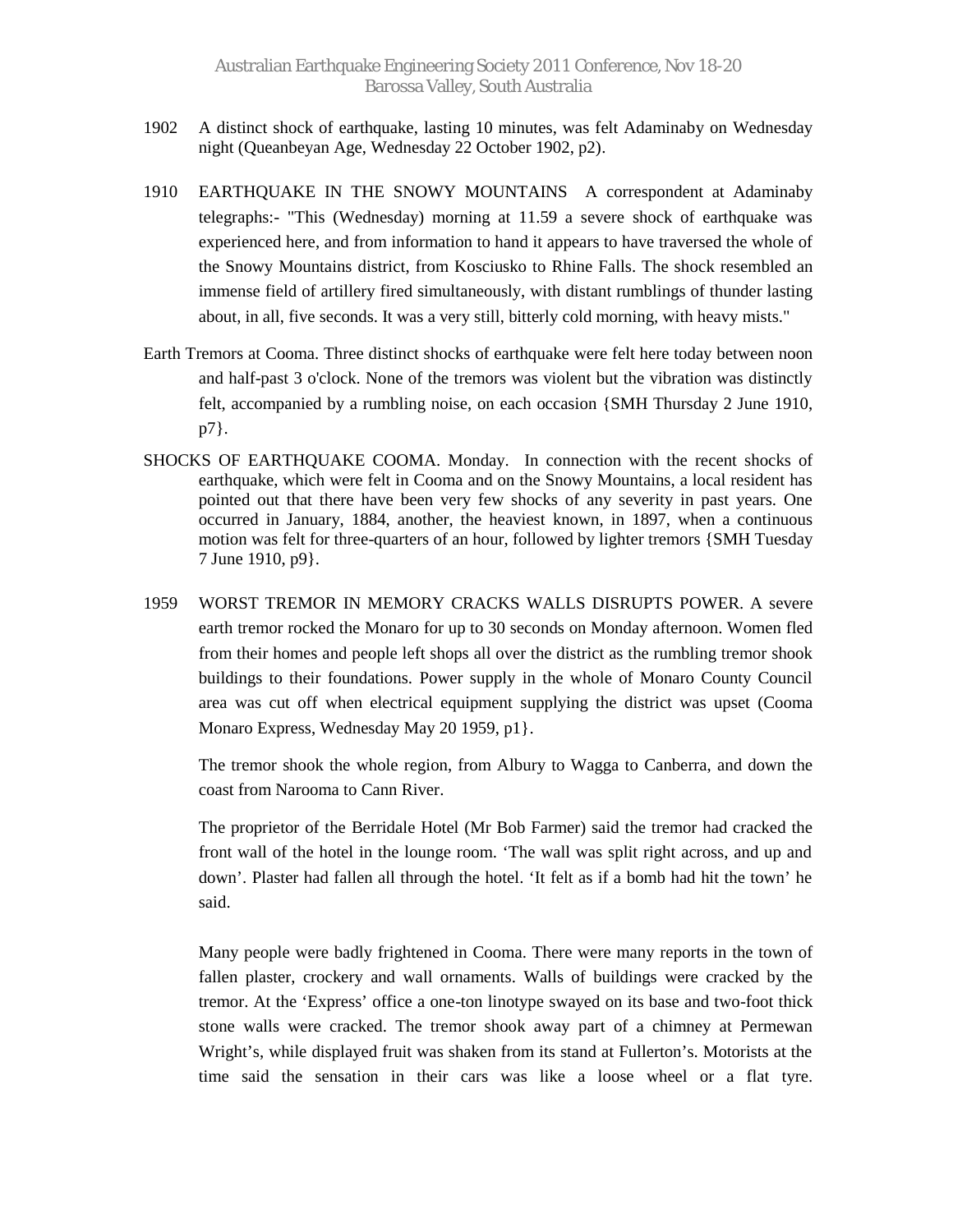1902 A distinct shock of earthquake, lasting 10 minutes, was felt Adaminaby on Wednesday night (Queanbeyan Age, Wednesday 22 October 1902, p2).

1910 EARTHQUAKE IN THE SNOWY MOUNTAINS A correspondent at Adaminaby telegraphs:- "This (Wednesday) morning at 11.59 a severe shock of earthquake was experienced here, and from information to hand it appears to have traversed the whole of the Snowy Mountains district, from Kosciusko to Rhine Falls. The shock resembled an immense field of artillery fired simultaneously, with distant rumblings of thunder lasting about, in all, five seconds. It was a very still, bitterly cold morning, with heavy mists."

Earth Tremors at Cooma. Three distinct shocks of earthquake were felt here today between noon and half-past 3 o'clock. None of the tremors was violent but the vibration was distinctly felt, accompanied by a rumbling noise, on each occasion {SMH Thursday 2 June 1910, p7}.

SHOCKS OF EARTHQUAKE COOMA. Monday. In connection with the recent shocks of earthquake, which were felt in Cooma and on the Snowy Mountains, a local resident has pointed out that there have been very few shocks of any severity in past years. One occurred in January, 1884, another, the heaviest known, in 1897, when a continuous motion was felt for three-quarters of an hour, followed by lighter tremors {SMH Tuesday 7 June 1910, p9}.

1959 WORST TREMOR IN MEMORY CRACKS WALLS DISRUPTS POWER. A severe earth tremor rocked the Monaro for up to 30 seconds on Monday afternoon. Women fled from their homes and people left shops all over the district as the rumbling tremor shook buildings to their foundations. Power supply in the whole of Monaro County Council area was cut off when electrical equipment supplying the district was upset (Cooma Monaro Express, Wednesday May 20 1959, p1}.

The tremor shook the whole region, from Albury to Wagga to Canberra, and down the coast from Narooma to Cann River.

The proprietor of the Berridale Hotel (Mr Bob Farmer) said the tremor had cracked the front wall of the hotel in the lounge room. 'The wall was split right across, and up and down'. Plaster had fallen all through the hotel. 'It felt as if a bomb had hit the town' he said.

Many people were badly frightened in Cooma. There were many reports in the town of fallen plaster, crockery and wall ornaments. Walls of buildings were cracked by the tremor. At the 'Express' office a one-ton linotype swayed on its base and two-foot thick stone walls were cracked. The tremor shook away part of a chimney at Permewan Wright's, while displayed fruit was shaken from its stand at Fullerton's. Motorists at the time said the sensation in their cars was like a loose wheel or a flat tyre.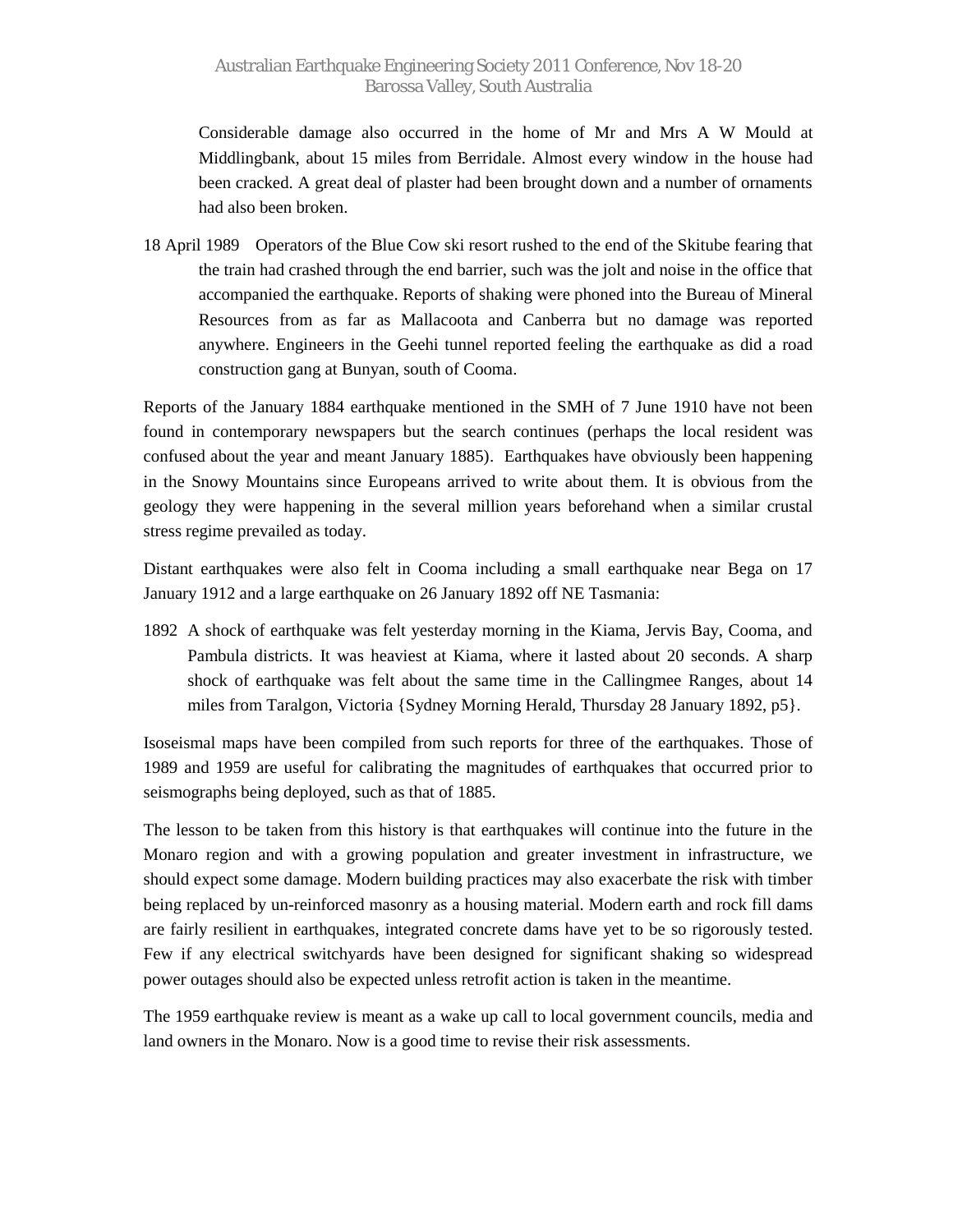Considerable damage also occurred in the home of Mr and Mrs A W Mould at Middlingbank, about 15 miles from Berridale. Almost every window in the house had been cracked. A great deal of plaster had been brought down and a number of ornaments had also been broken.

18 April 1989 Operators of the Blue Cow ski resort rushed to the end of the Skitube fearing that the train had crashed through the end barrier, such was the jolt and noise in the office that accompanied the earthquake. Reports of shaking were phoned into the Bureau of Mineral Resources from as far as Mallacoota and Canberra but no damage was reported anywhere. Engineers in the Geehi tunnel reported feeling the earthquake as did a road construction gang at Bunyan, south of Cooma.

Reports of the January 1884 earthquake mentioned in the SMH of 7 June 1910 have not been found in contemporary newspapers but the search continues (perhaps the local resident was confused about the year and meant January 1885). Earthquakes have obviously been happening in the Snowy Mountains since Europeans arrived to write about them. It is obvious from the geology they were happening in the several million years beforehand when a similar crustal stress regime prevailed as today.

Distant earthquakes were also felt in Cooma including a small earthquake near Bega on 17 January 1912 and a large earthquake on 26 January 1892 off NE Tasmania:

1892 A shock of earthquake was felt yesterday morning in the Kiama, Jervis Bay, Cooma, and Pambula districts. It was heaviest at Kiama, where it lasted about 20 seconds. A sharp shock of earthquake was felt about the same time in the Callingmee Ranges, about 14 miles from Taralgon, Victoria {Sydney Morning Herald, Thursday 28 January 1892, p5}.

Isoseismal maps have been compiled from such reports for three of the earthquakes. Those of 1989 and 1959 are useful for calibrating the magnitudes of earthquakes that occurred prior to seismographs being deployed, such as that of 1885.

The lesson to be taken from this history is that earthquakes will continue into the future in the Monaro region and with a growing population and greater investment in infrastructure, we should expect some damage. Modern building practices may also exacerbate the risk with timber being replaced by un-reinforced masonry as a housing material. Modern earth and rock fill dams are fairly resilient in earthquakes, integrated concrete dams have yet to be so rigorously tested. Few if any electrical switchyards have been designed for significant shaking so widespread power outages should also be expected unless retrofit action is taken in the meantime.

The 1959 earthquake review is meant as a wake up call to local government councils, media and land owners in the Monaro. Now is a good time to revise their risk assessments.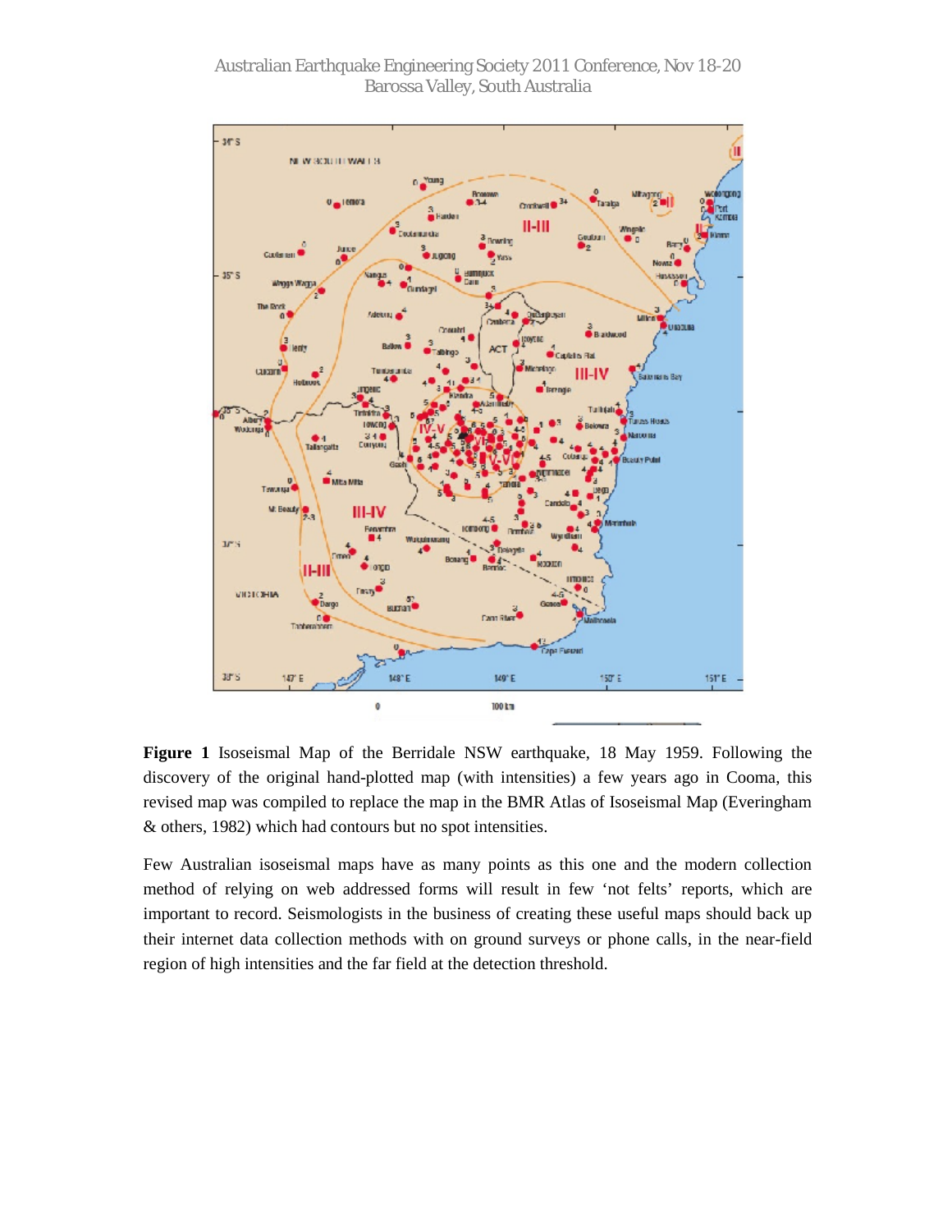**Figure 1** Isoseismal Map of the Berridale NSW earthquake, 18 May 1959. Following the discovery of the original hand-plotted map (with intensities) a few years ago in Cooma, this revised map was compiled to replace the map in the BMR Atlas of Isoseismal Map (Everingham & others, 1982) which had contours but no spot intensities.

Few Australian isoseismal maps have as many points as this one and the modern collection method of relying on web addressed forms will result in few 'not felts' reports, which are important to record. Seismologists in the business of creating these useful maps should back up their internet data collection methods with on ground surveys or phone calls, in the near-field region of high intensities and the far field at the detection threshold.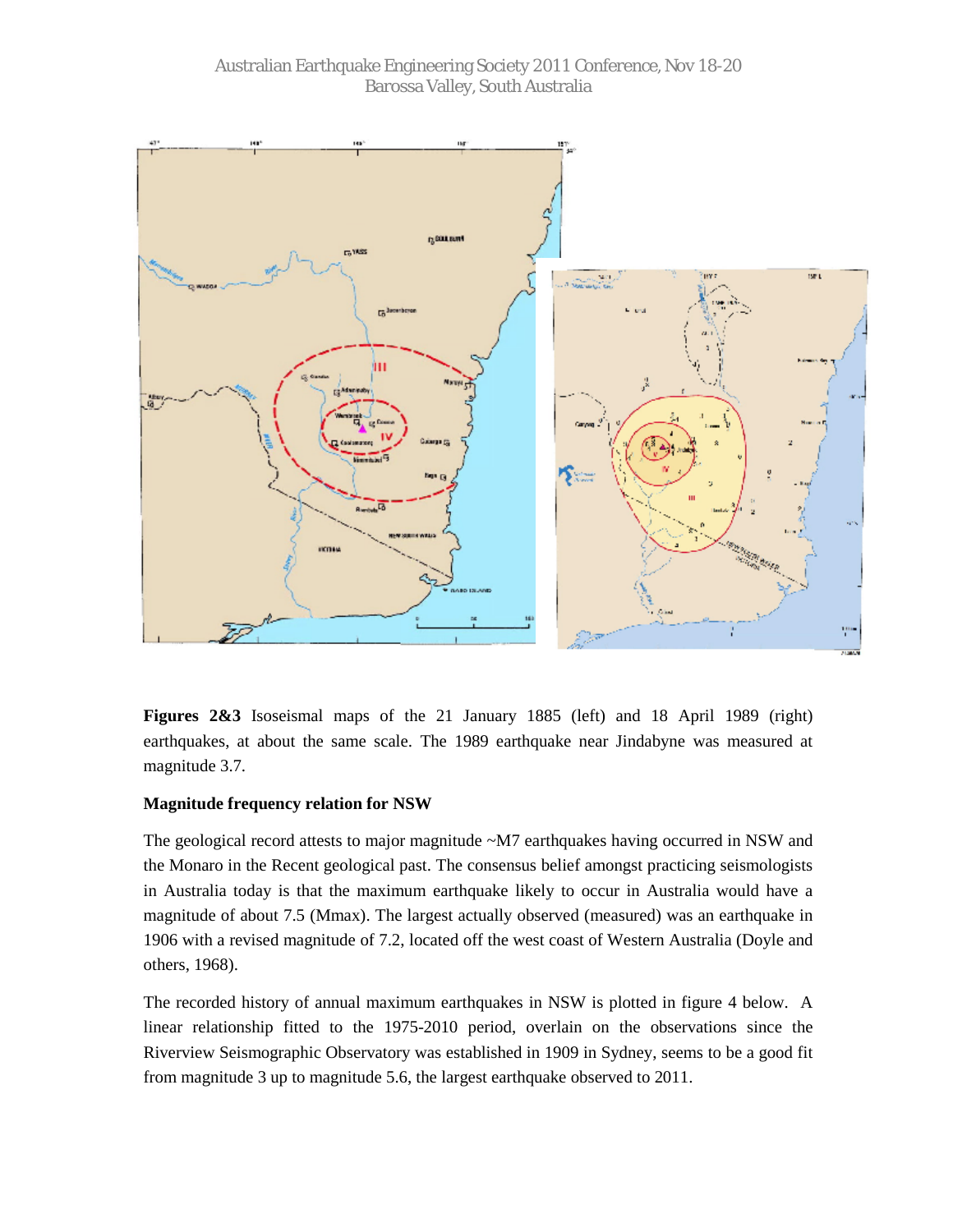**Figures 2&3** Isoseismal maps of the 21 January 1885 (left) and 18 April 1989 (right) earthquakes, at about the same scale. The 1989 earthquake near Jindabyne was measured at magnitude 3.7.

**Magnitude frequency relation for NSW**

The geological record attests to major magnitude ~M7 earthquakes having occurred in NSW and the Monaro in the Recent geological past. The consensus belief amongst practicing seismologists in Australia today is that the maximum earthquake likely to occur in Australia would have a magnitude of about 7.5 (Mmax). The largest actually observed (measured) was an earthquake in 1906 with a revised magnitude of 7.2, located off the west coast of Western Australia (Doyle and others, 1968).

The recorded history of annual maximum earthquakes in NSW is plotted in figure 4 below. A linear relationship fitted to the 1975-2010 period, overlain on the observations since the Riverview Seismographic Observatory was established in 1909 in Sydney, seems to be a good fit from magnitude 3 up to magnitude 5.6, the largest earthquake observed to 2011.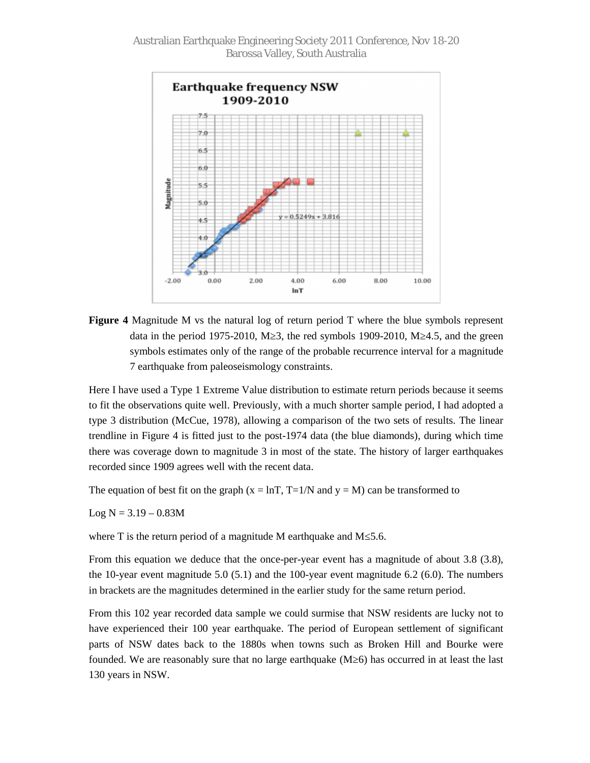**Figure 4** Magnitude M vs the natural log of return period T where the blue symbols represent data in the period 1975-2010, M≥3, the red symbols 1909-2010, M≥4.5, and the green symbols estimates only of the range of the probable recurrence interval for a magnitude 7 earthquake from paleoseismology constraints.

Here I have used a Type 1 Extreme Value distribution to estimate return periods because it seems to fit the observations quite well. Previously, with a much shorter sample period, I had adopted a type 3 distribution (McCue, 1978), allowing a comparison of the two sets of results. The linear trendline in Figure 4 is fitted just to the post-1974 data (the blue diamonds), during which time there was coverage down to magnitude 3 in most of the state. The history of larger earthquakes recorded since 1909 agrees well with the recent data.

The equation of best fit on the graph ($x = \ln T$, $T=1/N$ and $y = M$) can be transformed to

$$\text{Log } N = 3.19 - 0.83M$$

where T is the return period of a magnitude M earthquake and M≤5.6.

From this equation we deduce that the once-per-year event has a magnitude of about 3.8 (3.8), the 10-year event magnitude 5.0 (5.1) and the 100-year event magnitude 6.2 (6.0). The numbers in brackets are the magnitudes determined in the earlier study for the same return period.

From this 102 year recorded data sample we could surmise that NSW residents are lucky not to have experienced their 100 year earthquake. The period of European settlement of significant parts of NSW dates back to the 1880s when towns such as Broken Hill and Bourke were founded. We are reasonably sure that no large earthquake (M≥6) has occurred in at least the last 130 years in NSW.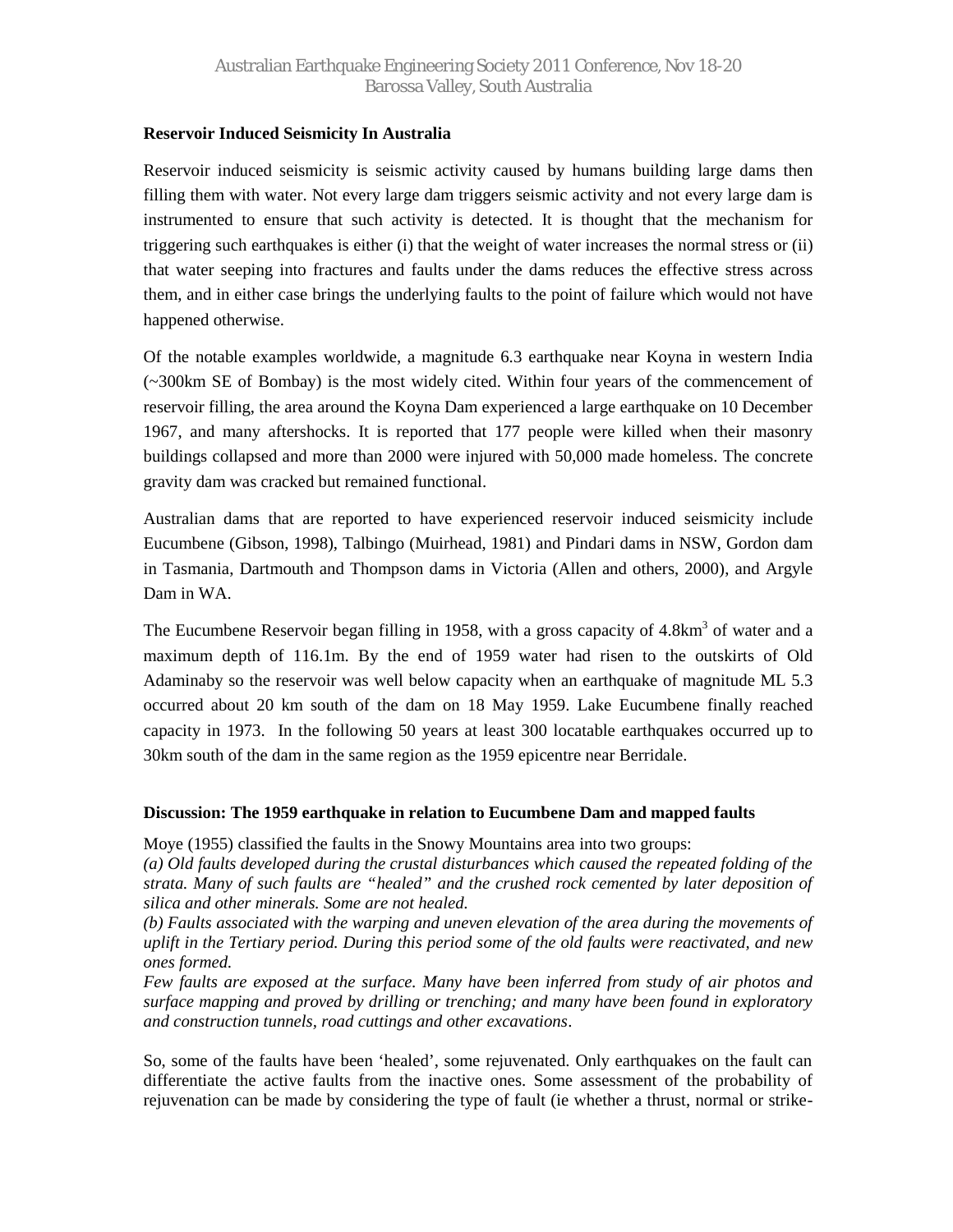**Reservoir Induced Seismicity In Australia**

Reservoir induced seismicity is seismic activity caused by humans building large dams then filling them with water. Not every large dam triggers seismic activity and not every large dam is instrumented to ensure that such activity is detected. It is thought that the mechanism for triggering such earthquakes is either (i) that the weight of water increases the normal stress or (ii) that water seeping into fractures and faults under the dams reduces the effective stress across them, and in either case brings the underlying faults to the point of failure which would not have happened otherwise.

Of the notable examples worldwide, a magnitude 6.3 earthquake near Koyna in western India (~300km SE of Bombay) is the most widely cited. Within four years of the commencement of reservoir filling, the area around the Koyna Dam experienced a large earthquake on 10 December 1967, and many aftershocks. It is reported that 177 people were killed when their masonry buildings collapsed and more than 2000 were injured with 50,000 made homeless. The concrete gravity dam was cracked but remained functional.

Australian dams that are reported to have experienced reservoir induced seismicity include Eucumbene (Gibson, 1998), Talbingo (Muirhead, 1981) and Pindari dams in NSW, Gordon dam in Tasmania, Dartmouth and Thompson dams in Victoria (Allen and others, 2000), and Argyle Dam in WA.

The Eucumbene Reservoir began filling in 1958, with a gross capacity of 4.8km$^3$ of water and a maximum depth of 116.1m. By the end of 1959 water had risen to the outskirts of Old Adaminaby so the reservoir was well below capacity when an earthquake of magnitude ML 5.3 occurred about 20 km south of the dam on 18 May 1959. Lake Eucumbene finally reached capacity in 1973. In the following 50 years at least 300 locatable earthquakes occurred up to 30km south of the dam in the same region as the 1959 epicentre near Berridale.

**Discussion: The 1959 earthquake in relation to Eucumbene Dam and mapped faults**

Moye (1955) classified the faults in the Snowy Mountains area into two groups:

*(a) Old faults developed during the crustal disturbances which caused the repeated folding of the strata. Many of such faults are "healed" and the crushed rock cemented by later deposition of silica and other minerals. Some are not healed.*

*(b) Faults associated with the warping and uneven elevation of the area during the movements of uplift in the Tertiary period. During this period some of the old faults were reactivated, and new ones formed.*

*Few faults are exposed at the surface. Many have been inferred from study of air photos and surface mapping and proved by drilling or trenching; and many have been found in exploratory and construction tunnels, road cuttings and other excavations.*

So, some of the faults have been 'healed', some rejuvenated. Only earthquakes on the fault can differentiate the active faults from the inactive ones. Some assessment of the probability of rejuvenation can be made by considering the type of fault (ie whether a thrust, normal or strike-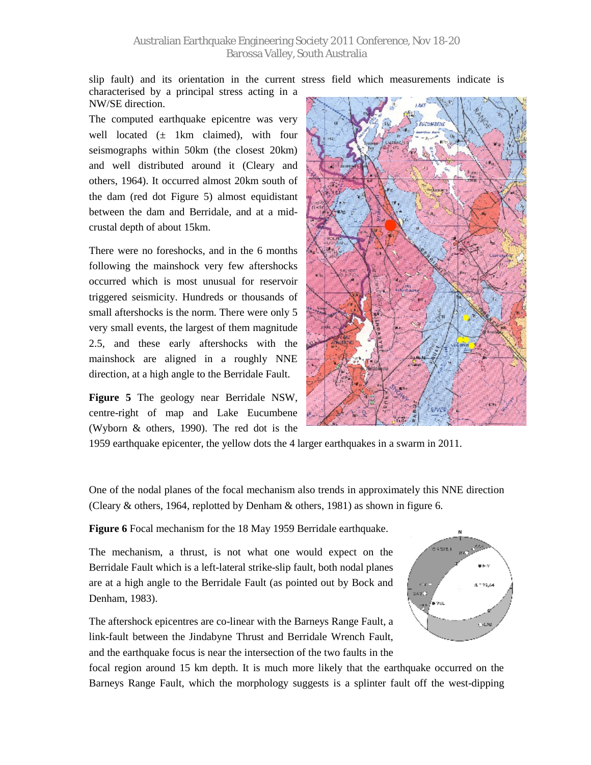slip fault) and its orientation in the current stress field which measurements indicate is characterised by a principal stress acting in a NW/SE direction.

The computed earthquake epicentre was very well located (± 1km claimed), with four seismographs within 50km (the closest 20km) and well distributed around it (Cleary and others, 1964). It occurred almost 20km south of the dam (red dot Figure 5) almost equidistant between the dam and Berridale, and at a mid-crustal depth of about 15km.

There were no foreshocks, and in the 6 months following the mainshock very few aftershocks occurred which is most unusual for reservoir triggered seismicity. Hundreds or thousands of small aftershocks is the norm. There were only 5 very small events, the largest of them magnitude 2.5, and these early aftershocks with the mainshock are aligned in a roughly NNE direction, at a high angle to the Berridale Fault.

**Figure 5** The geology near Berridale NSW, centre-right of map and Lake Eucumbene (Wyborn & others, 1990). The red dot is the 1959 earthquake epicenter, the yellow dots the 4 larger earthquakes in a swarm in 2011.

One of the nodal planes of the focal mechanism also trends in approximately this NNE direction (Cleary & others, 1964, replotted by Denham & others, 1981) as shown in figure 6.

**Figure 6** Focal mechanism for the 18 May 1959 Berridale earthquake.

The mechanism, a thrust, is not what one would expect on the Berridale Fault which is a left-lateral strike-slip fault, both nodal planes are at a high angle to the Berridale Fault (as pointed out by Bock and Denham, 1983).

The aftershock epicentres are co-linear with the Barneys Range Fault, a link-fault between the Jindabyne Thrust and Berridale Wrench Fault, and the earthquake focus is near the intersection of the two faults in the focal region around 15 km depth. It is much more likely that the earthquake occurred on the Barneys Range Fault, which the morphology suggests is a splinter fault off the west-dipping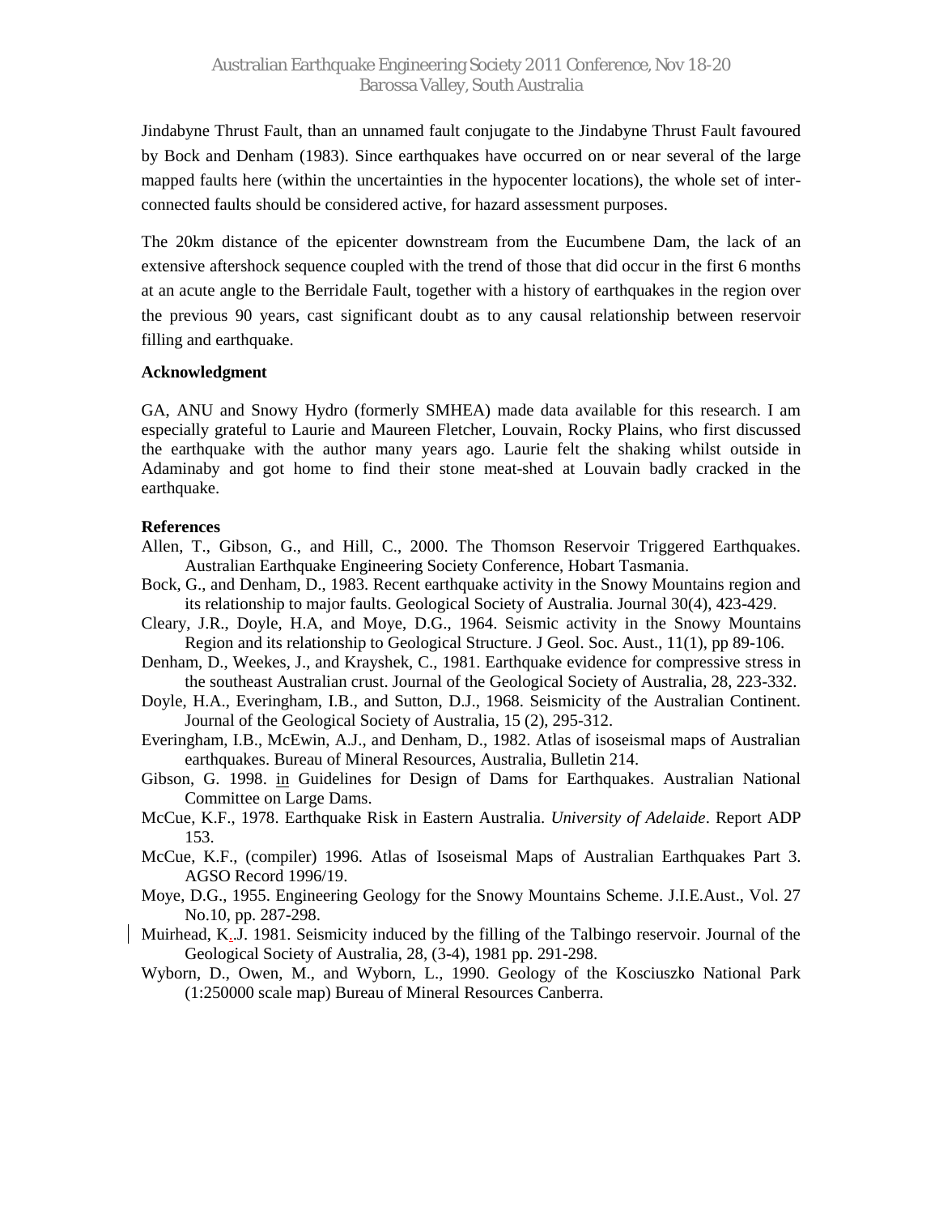Jindabyne Thrust Fault, than an unnamed fault conjugate to the Jindabyne Thrust Fault favoured by Bock and Denham (1983). Since earthquakes have occurred on or near several of the large mapped faults here (within the uncertainties in the hypocenter locations), the whole set of inter-connected faults should be considered active, for hazard assessment purposes.

The 20km distance of the epicenter downstream from the Eucumbene Dam, the lack of an extensive aftershock sequence coupled with the trend of those that did occur in the first 6 months at an acute angle to the Berridale Fault, together with a history of earthquakes in the region over the previous 90 years, cast significant doubt as to any causal relationship between reservoir filling and earthquake.

**Acknowledgment**

GA, ANU and Snowy Hydro (formerly SMHEA) made data available for this research. I am especially grateful to Laurie and Maureen Fletcher, Louvain, Rocky Plains, who first discussed the earthquake with the author many years ago. Laurie felt the shaking whilst outside in Adaminaby and got home to find their stone meat-shed at Louvain badly cracked in the earthquake.

**References**

Allen, T., Gibson, G., and Hill, C., 2000. The Thomson Reservoir Triggered Earthquakes. Australian Earthquake Engineering Society Conference, Hobart Tasmania.

Bock, G., and Denham, D., 1983. Recent earthquake activity in the Snowy Mountains region and its relationship to major faults. Geological Society of Australia. Journal 30(4), 423-429.

Cleary, J.R., Doyle, H.A, and Moye, D.G., 1964. Seismic activity in the Snowy Mountains Region and its relationship to Geological Structure. J Geol. Soc. Aust., 11(1), pp 89-106.

Denham, D., Weekes, J., and Krayshek, C., 1981. Earthquake evidence for compressive stress in the southeast Australian crust. Journal of the Geological Society of Australia, 28, 223-332.

Doyle, H.A., Everingham, I.B., and Sutton, D.J., 1968. Seismicity of the Australian Continent. Journal of the Geological Society of Australia, 15 (2), 295-312.

Everingham, I.B., McEwin, A.J., and Denham, D., 1982. Atlas of isoseismal maps of Australian earthquakes. Bureau of Mineral Resources, Australia, Bulletin 214.

Gibson, G. 1998. in Guidelines for Design of Dams for Earthquakes. Australian National Committee on Large Dams.

McCue, K.F., 1978. Earthquake Risk in Eastern Australia. *University of Adelaide*. Report ADP 153.

McCue, K.F., (compiler) 1996. Atlas of Isoseismal Maps of Australian Earthquakes Part 3. AGSO Record 1996/19.

Moye, D.G., 1955. Engineering Geology for the Snowy Mountains Scheme. J.I.E.Aust., Vol. 27 No.10, pp. 287-298.

Muirhead, K..J. 1981. Seismicity induced by the filling of the Talbingo reservoir. Journal of the Geological Society of Australia, 28, (3-4), 1981 pp. 291-298.

Wyborn, D., Owen, M., and Wyborn, L., 1990. Geology of the Kosciuszko National Park (1:250000 scale map) Bureau of Mineral Resources Canberra.